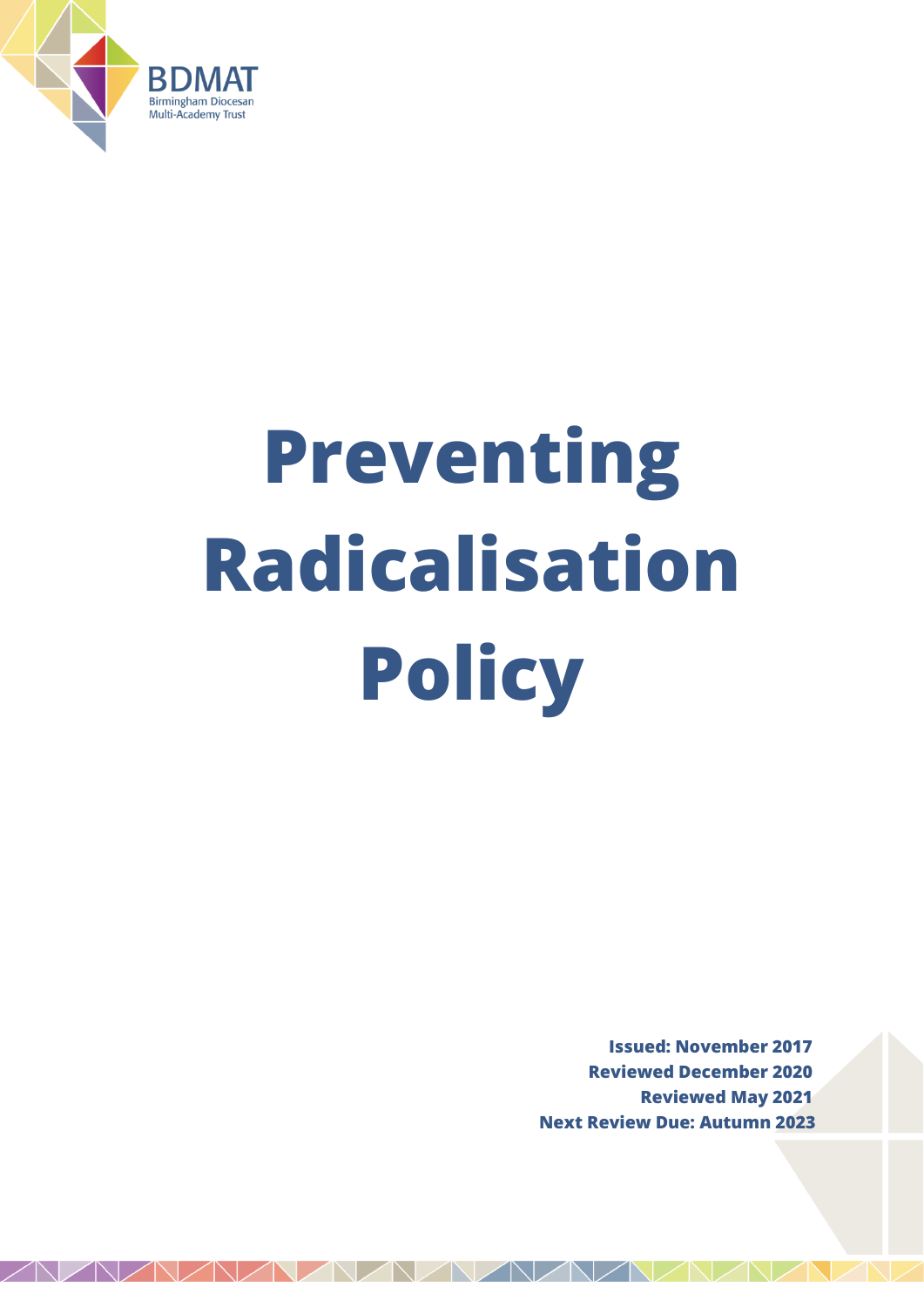BDMAT

Birmingham Diocesan Multi-Academy Trust

# Preventing Radicalisation Policy

**Issued: November 2017**
**Reviewed December 2020**
**Reviewed May 2021**
**Next Review Due: Autumn 2023**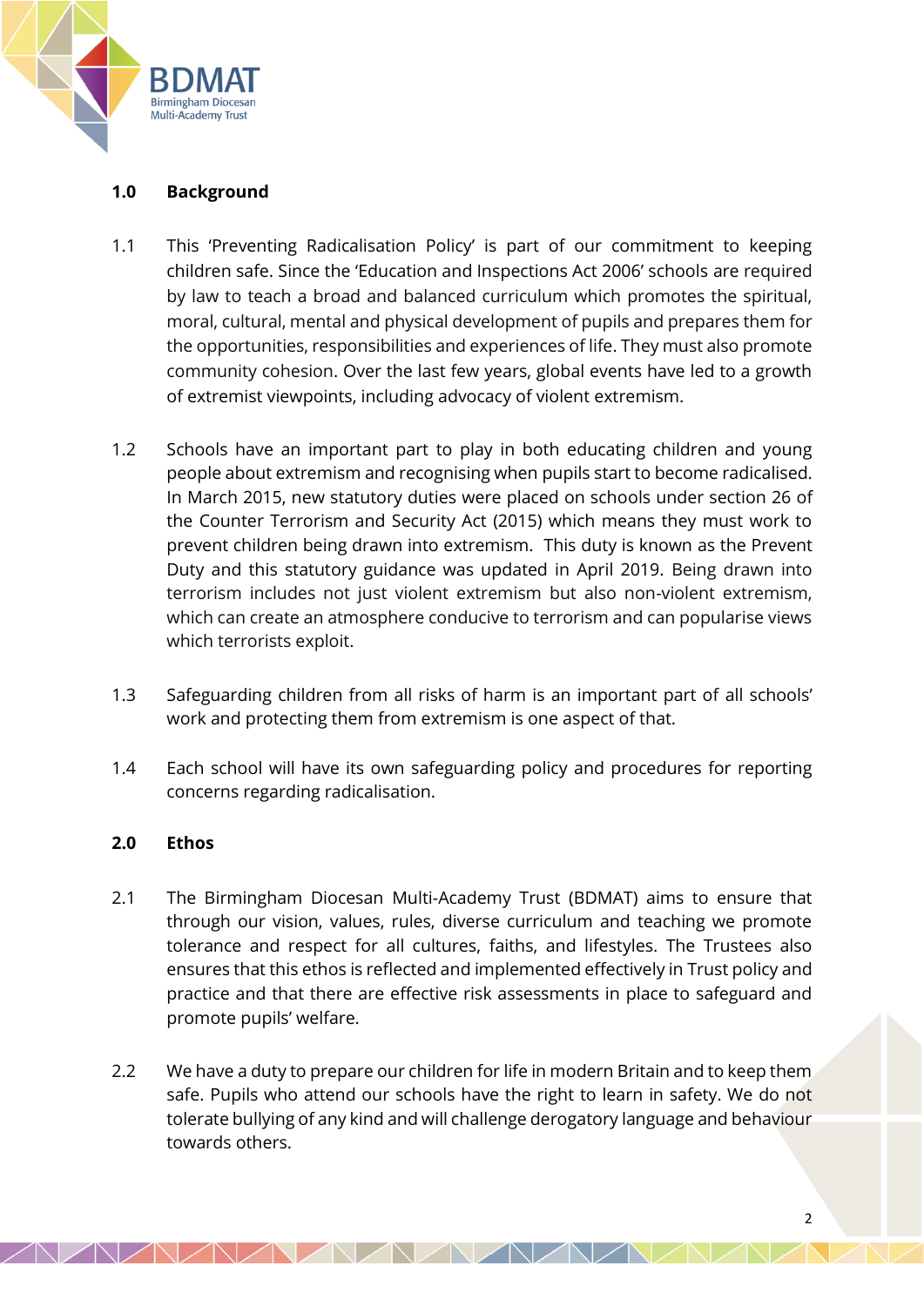## 1.0 Background

1.1 This 'Preventing Radicalisation Policy' is part of our commitment to keeping children safe. Since the 'Education and Inspections Act 2006' schools are required by law to teach a broad and balanced curriculum which promotes the spiritual, moral, cultural, mental and physical development of pupils and prepares them for the opportunities, responsibilities and experiences of life. They must also promote community cohesion. Over the last few years, global events have led to a growth of extremist viewpoints, including advocacy of violent extremism.

1.2 Schools have an important part to play in both educating children and young people about extremism and recognising when pupils start to become radicalised. In March 2015, new statutory duties were placed on schools under section 26 of the Counter Terrorism and Security Act (2015) which means they must work to prevent children being drawn into extremism. This duty is known as the Prevent Duty and this statutory guidance was updated in April 2019. Being drawn into terrorism includes not just violent extremism but also non-violent extremism, which can create an atmosphere conducive to terrorism and can popularise views which terrorists exploit.

1.3 Safeguarding children from all risks of harm is an important part of all schools' work and protecting them from extremism is one aspect of that.

1.4 Each school will have its own safeguarding policy and procedures for reporting concerns regarding radicalisation.

## 2.0 Ethos

2.1 The Birmingham Diocesan Multi-Academy Trust (BDMAT) aims to ensure that through our vision, values, rules, diverse curriculum and teaching we promote tolerance and respect for all cultures, faiths, and lifestyles. The Trustees also ensures that this ethos is reflected and implemented effectively in Trust policy and practice and that there are effective risk assessments in place to safeguard and promote pupils' welfare.

2.2 We have a duty to prepare our children for life in modern Britain and to keep them safe. Pupils who attend our schools have the right to learn in safety. We do not tolerate bullying of any kind and will challenge derogatory language and behaviour towards others.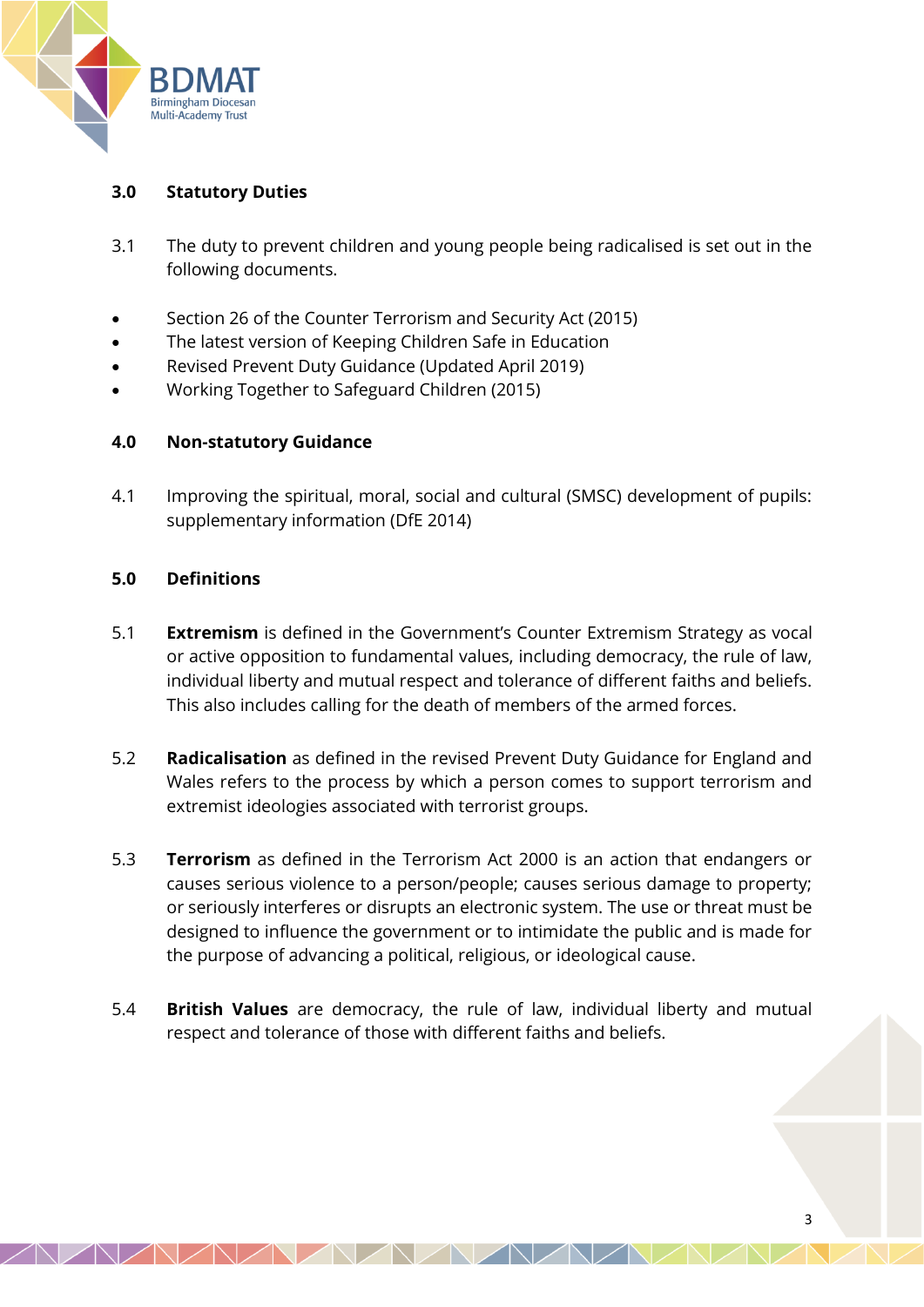## 3.0 Statutory Duties

3.1 The duty to prevent children and young people being radicalised is set out in the following documents.

- Section 26 of the Counter Terrorism and Security Act (2015)
- The latest version of Keeping Children Safe in Education
- Revised Prevent Duty Guidance (Updated April 2019)
- Working Together to Safeguard Children (2015)

## 4.0 Non-statutory Guidance

4.1 Improving the spiritual, moral, social and cultural (SMSC) development of pupils: supplementary information (DfE 2014)

## 5.0 Definitions

5.1 **Extremism** is defined in the Government's Counter Extremism Strategy as vocal or active opposition to fundamental values, including democracy, the rule of law, individual liberty and mutual respect and tolerance of different faiths and beliefs. This also includes calling for the death of members of the armed forces.

5.2 **Radicalisation** as defined in the revised Prevent Duty Guidance for England and Wales refers to the process by which a person comes to support terrorism and extremist ideologies associated with terrorist groups.

5.3 **Terrorism** as defined in the Terrorism Act 2000 is an action that endangers or causes serious violence to a person/people; causes serious damage to property; or seriously interferes or disrupts an electronic system. The use or threat must be designed to influence the government or to intimidate the public and is made for the purpose of advancing a political, religious, or ideological cause.

5.4 **British Values** are democracy, the rule of law, individual liberty and mutual respect and tolerance of those with different faiths and beliefs.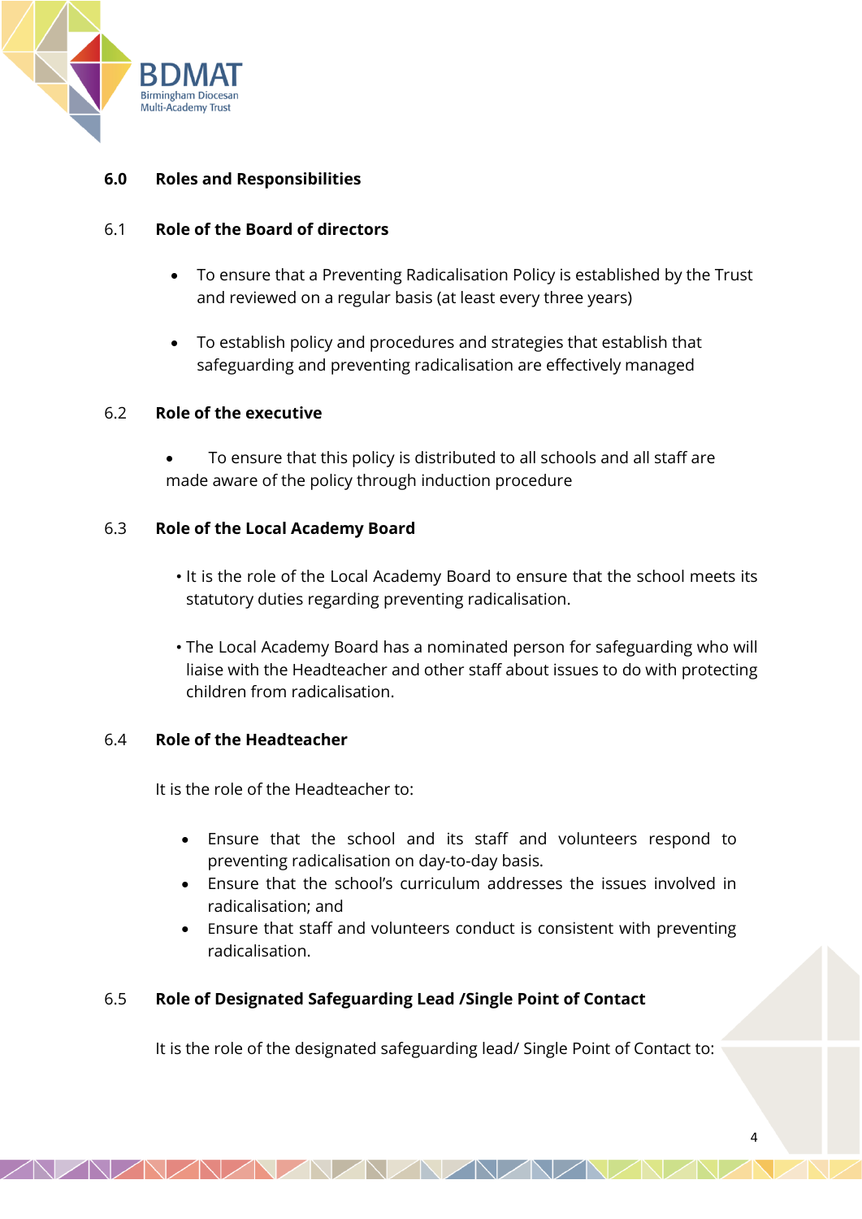## 6.0 Roles and Responsibilities

### 6.1 Role of the Board of directors

- To ensure that a Preventing Radicalisation Policy is established by the Trust and reviewed on a regular basis (at least every three years)
- To establish policy and procedures and strategies that establish that safeguarding and preventing radicalisation are effectively managed

### 6.2 Role of the executive

- To ensure that this policy is distributed to all schools and all staff are made aware of the policy through induction procedure

### 6.3 Role of the Local Academy Board

- It is the role of the Local Academy Board to ensure that the school meets its statutory duties regarding preventing radicalisation.
- The Local Academy Board has a nominated person for safeguarding who will liaise with the Headteacher and other staff about issues to do with protecting children from radicalisation.

### 6.4 Role of the Headteacher

It is the role of the Headteacher to:

- Ensure that the school and its staff and volunteers respond to preventing radicalisation on day-to-day basis.
- Ensure that the school's curriculum addresses the issues involved in radicalisation; and
- Ensure that staff and volunteers conduct is consistent with preventing radicalisation.

### 6.5 Role of Designated Safeguarding Lead /Single Point of Contact

It is the role of the designated safeguarding lead/ Single Point of Contact to: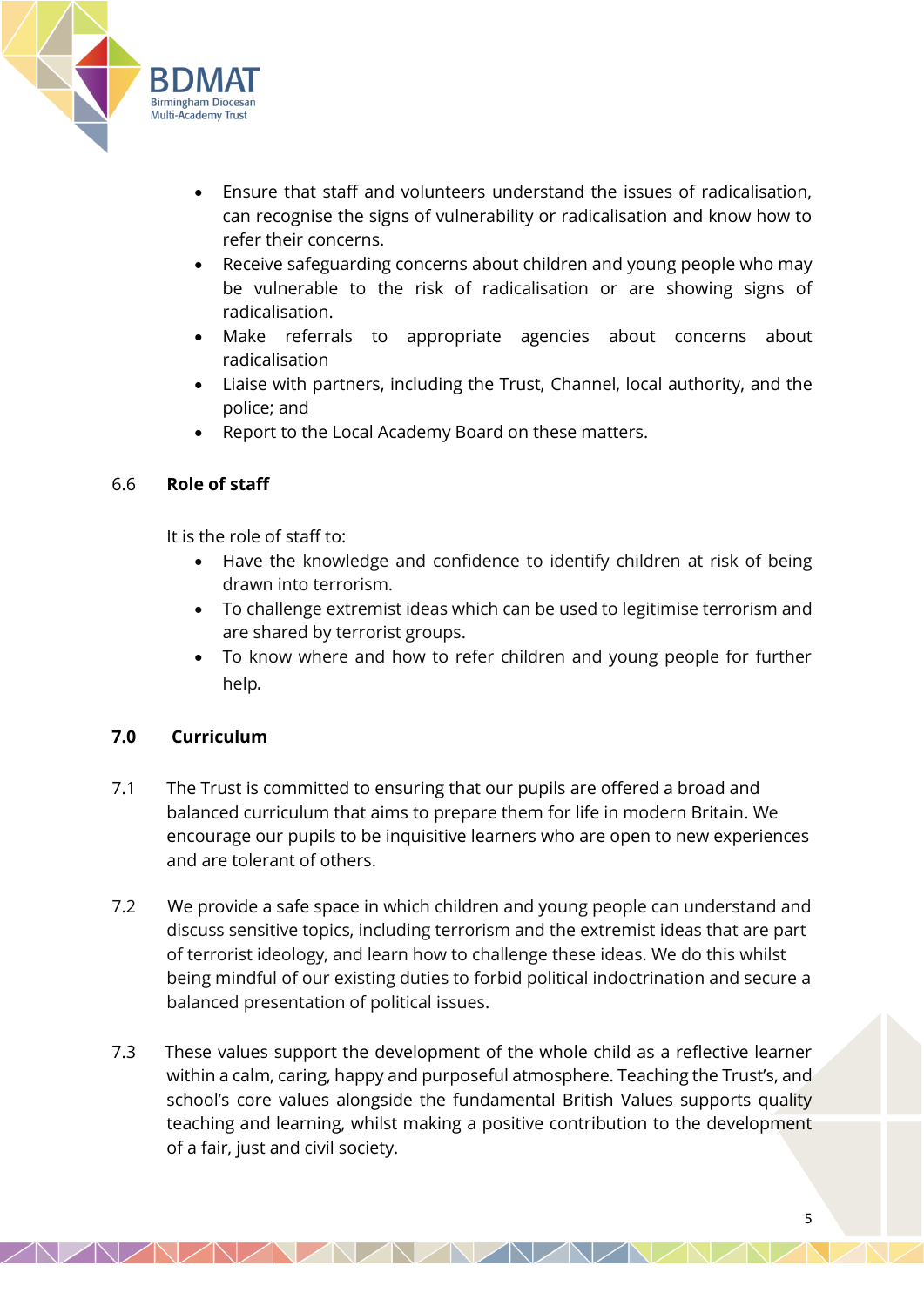- Ensure that staff and volunteers understand the issues of radicalisation, can recognise the signs of vulnerability or radicalisation and know how to refer their concerns.
- Receive safeguarding concerns about children and young people who may be vulnerable to the risk of radicalisation or are showing signs of radicalisation.
- Make referrals to appropriate agencies about concerns about radicalisation
- Liaise with partners, including the Trust, Channel, local authority, and the police; and
- Report to the Local Academy Board on these matters.

### 6.6 Role of staff

It is the role of staff to:

- Have the knowledge and confidence to identify children at risk of being drawn into terrorism.
- To challenge extremist ideas which can be used to legitimise terrorism and are shared by terrorist groups.
- To know where and how to refer children and young people for further help.

## 7.0 Curriculum

7.1 The Trust is committed to ensuring that our pupils are offered a broad and balanced curriculum that aims to prepare them for life in modern Britain. We encourage our pupils to be inquisitive learners who are open to new experiences and are tolerant of others.

7.2 We provide a safe space in which children and young people can understand and discuss sensitive topics, including terrorism and the extremist ideas that are part of terrorist ideology, and learn how to challenge these ideas. We do this whilst being mindful of our existing duties to forbid political indoctrination and secure a balanced presentation of political issues.

7.3 These values support the development of the whole child as a reflective learner within a calm, caring, happy and purposeful atmosphere. Teaching the Trust's, and school's core values alongside the fundamental British Values supports quality teaching and learning, whilst making a positive contribution to the development of a fair, just and civil society.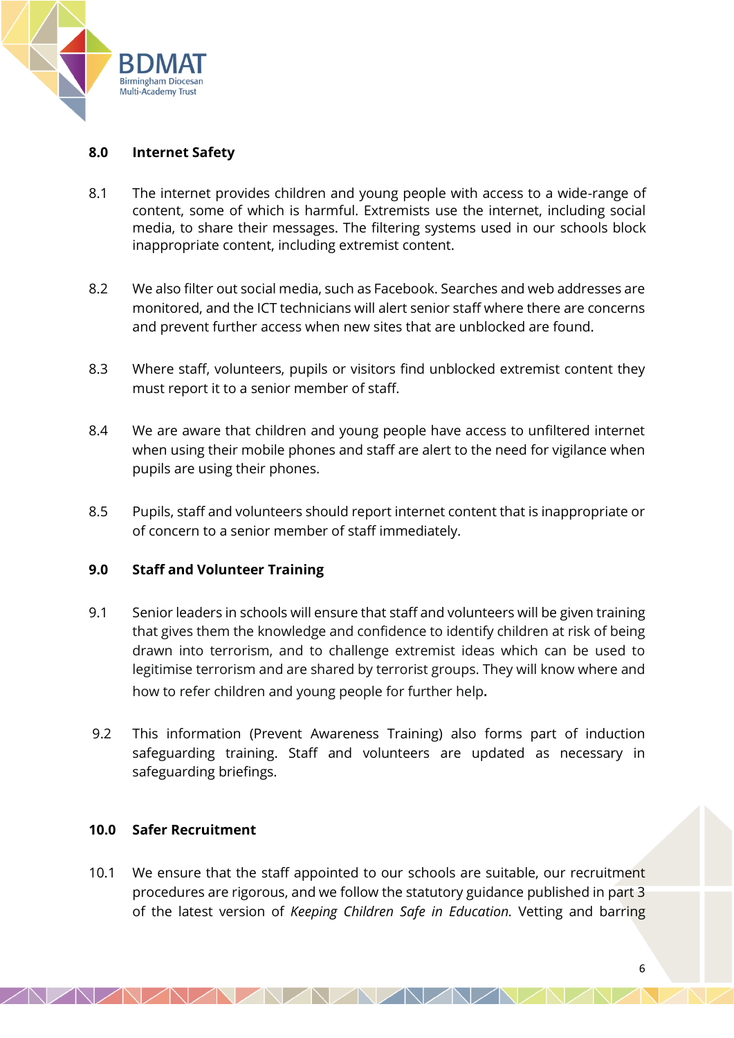## 8.0 Internet Safety

8.1 The internet provides children and young people with access to a wide-range of content, some of which is harmful. Extremists use the internet, including social media, to share their messages. The filtering systems used in our schools block inappropriate content, including extremist content.

8.2 We also filter out social media, such as Facebook. Searches and web addresses are monitored, and the ICT technicians will alert senior staff where there are concerns and prevent further access when new sites that are unblocked are found.

8.3 Where staff, volunteers, pupils or visitors find unblocked extremist content they must report it to a senior member of staff.

8.4 We are aware that children and young people have access to unfiltered internet when using their mobile phones and staff are alert to the need for vigilance when pupils are using their phones.

8.5 Pupils, staff and volunteers should report internet content that is inappropriate or of concern to a senior member of staff immediately.

## 9.0 Staff and Volunteer Training

9.1 Senior leaders in schools will ensure that staff and volunteers will be given training that gives them the knowledge and confidence to identify children at risk of being drawn into terrorism, and to challenge extremist ideas which can be used to legitimise terrorism and are shared by terrorist groups. They will know where and how to refer children and young people for further help.

9.2 This information (Prevent Awareness Training) also forms part of induction safeguarding training. Staff and volunteers are updated as necessary in safeguarding briefings.

## 10.0 Safer Recruitment

10.1 We ensure that the staff appointed to our schools are suitable, our recruitment procedures are rigorous, and we follow the statutory guidance published in part 3 of the latest version of *Keeping Children Safe in Education*. Vetting and barring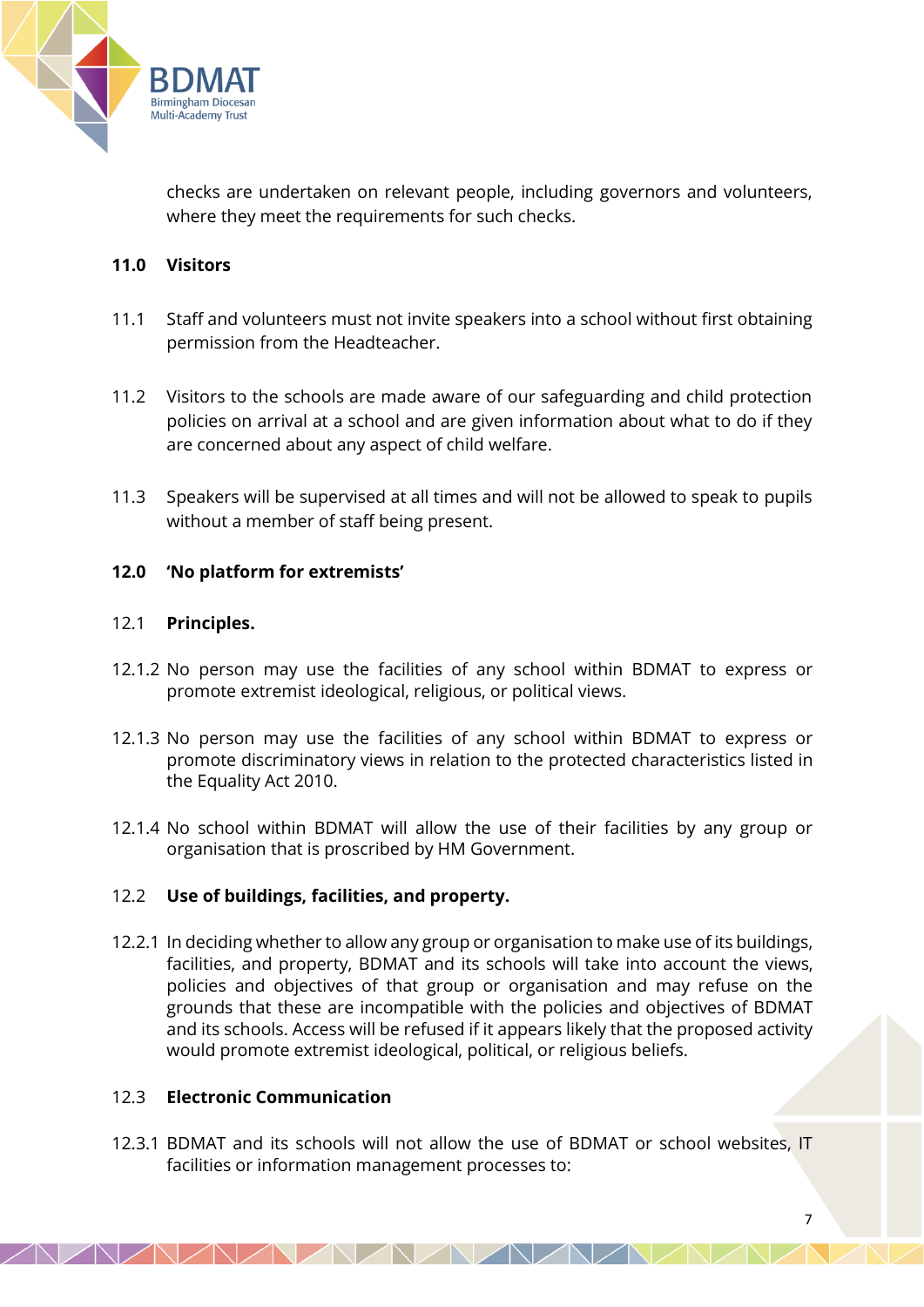checks are undertaken on relevant people, including governors and volunteers, where they meet the requirements for such checks.

## 11.0 Visitors

11.1 Staff and volunteers must not invite speakers into a school without first obtaining permission from the Headteacher.

11.2 Visitors to the schools are made aware of our safeguarding and child protection policies on arrival at a school and are given information about what to do if they are concerned about any aspect of child welfare.

11.3 Speakers will be supervised at all times and will not be allowed to speak to pupils without a member of staff being present.

## 12.0 'No platform for extremists'

### 12.1 Principles.

12.1.2 No person may use the facilities of any school within BDMAT to express or promote extremist ideological, religious, or political views.

12.1.3 No person may use the facilities of any school within BDMAT to express or promote discriminatory views in relation to the protected characteristics listed in the Equality Act 2010.

12.1.4 No school within BDMAT will allow the use of their facilities by any group or organisation that is proscribed by HM Government.

### 12.2 Use of buildings, facilities, and property.

12.2.1 In deciding whether to allow any group or organisation to make use of its buildings, facilities, and property, BDMAT and its schools will take into account the views, policies and objectives of that group or organisation and may refuse on the grounds that these are incompatible with the policies and objectives of BDMAT and its schools. Access will be refused if it appears likely that the proposed activity would promote extremist ideological, political, or religious beliefs.

### 12.3 Electronic Communication

12.3.1 BDMAT and its schools will not allow the use of BDMAT or school websites, IT facilities or information management processes to: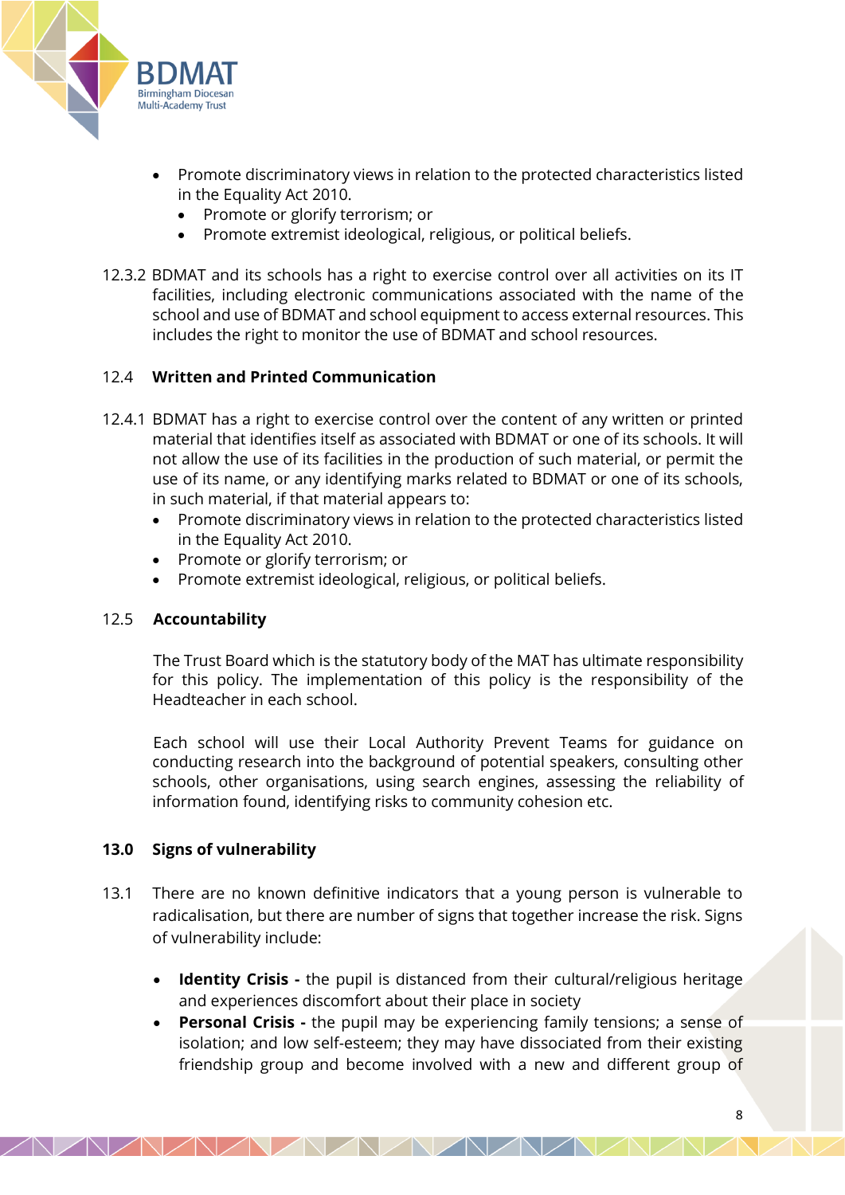- Promote discriminatory views in relation to the protected characteristics listed in the Equality Act 2010.
  - Promote or glorify terrorism; or
  - Promote extremist ideological, religious, or political beliefs.

12.3.2 BDMAT and its schools has a right to exercise control over all activities on its IT facilities, including electronic communications associated with the name of the school and use of BDMAT and school equipment to access external resources. This includes the right to monitor the use of BDMAT and school resources.

### 12.4 Written and Printed Communication

12.4.1 BDMAT has a right to exercise control over the content of any written or printed material that identifies itself as associated with BDMAT or one of its schools. It will not allow the use of its facilities in the production of such material, or permit the use of its name, or any identifying marks related to BDMAT or one of its schools, in such material, if that material appears to:

- Promote discriminatory views in relation to the protected characteristics listed in the Equality Act 2010.
- Promote or glorify terrorism; or
- Promote extremist ideological, religious, or political beliefs.

### 12.5 Accountability

The Trust Board which is the statutory body of the MAT has ultimate responsibility for this policy. The implementation of this policy is the responsibility of the Headteacher in each school.

Each school will use their Local Authority Prevent Teams for guidance on conducting research into the background of potential speakers, consulting other schools, other organisations, using search engines, assessing the reliability of information found, identifying risks to community cohesion etc.

## 13.0 Signs of vulnerability

13.1 There are no known definitive indicators that a young person is vulnerable to radicalisation, but there are number of signs that together increase the risk. Signs of vulnerability include:

- **Identity Crisis -** the pupil is distanced from their cultural/religious heritage and experiences discomfort about their place in society
- **Personal Crisis -** the pupil may be experiencing family tensions; a sense of isolation; and low self-esteem; they may have dissociated from their existing friendship group and become involved with a new and different group of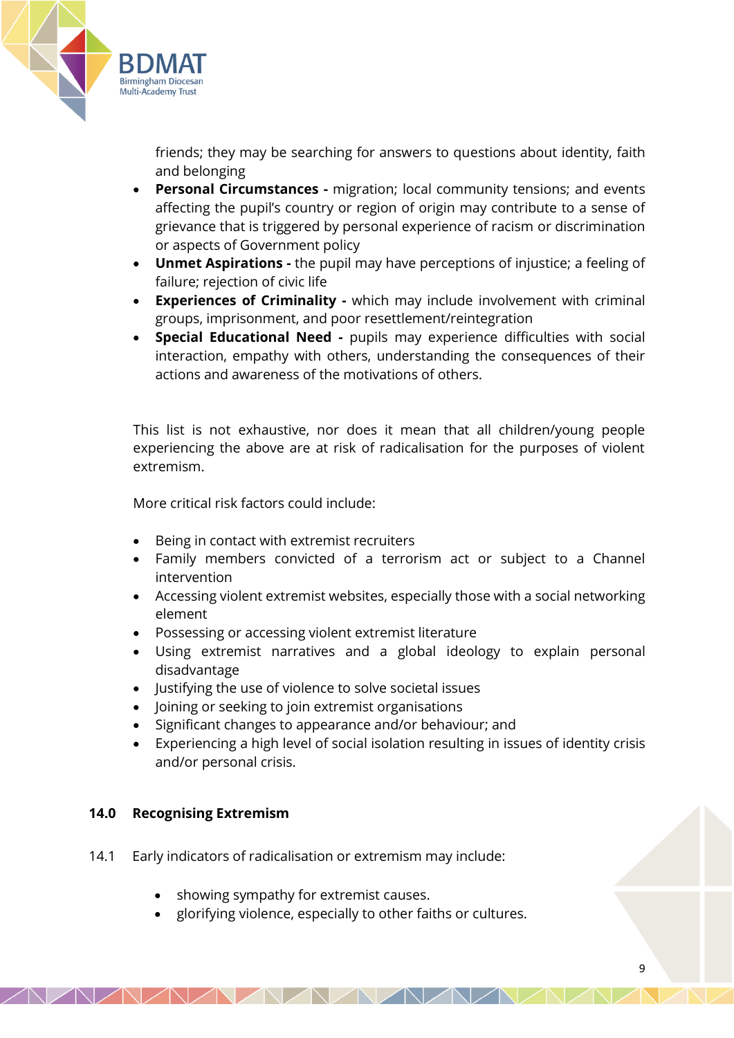friends; they may be searching for answers to questions about identity, faith and belonging

- **Personal Circumstances -** migration; local community tensions; and events affecting the pupil's country or region of origin may contribute to a sense of grievance that is triggered by personal experience of racism or discrimination or aspects of Government policy
- **Unmet Aspirations -** the pupil may have perceptions of injustice; a feeling of failure; rejection of civic life
- **Experiences of Criminality -** which may include involvement with criminal groups, imprisonment, and poor resettlement/reintegration
- **Special Educational Need -** pupils may experience difficulties with social interaction, empathy with others, understanding the consequences of their actions and awareness of the motivations of others.

This list is not exhaustive, nor does it mean that all children/young people experiencing the above are at risk of radicalisation for the purposes of violent extremism.

More critical risk factors could include:

- Being in contact with extremist recruiters
- Family members convicted of a terrorism act or subject to a Channel intervention
- Accessing violent extremist websites, especially those with a social networking element
- Possessing or accessing violent extremist literature
- Using extremist narratives and a global ideology to explain personal disadvantage
- Justifying the use of violence to solve societal issues
- Joining or seeking to join extremist organisations
- Significant changes to appearance and/or behaviour; and
- Experiencing a high level of social isolation resulting in issues of identity crisis and/or personal crisis.

## 14.0 Recognising Extremism

14.1 Early indicators of radicalisation or extremism may include:

- showing sympathy for extremist causes.
- glorifying violence, especially to other faiths or cultures.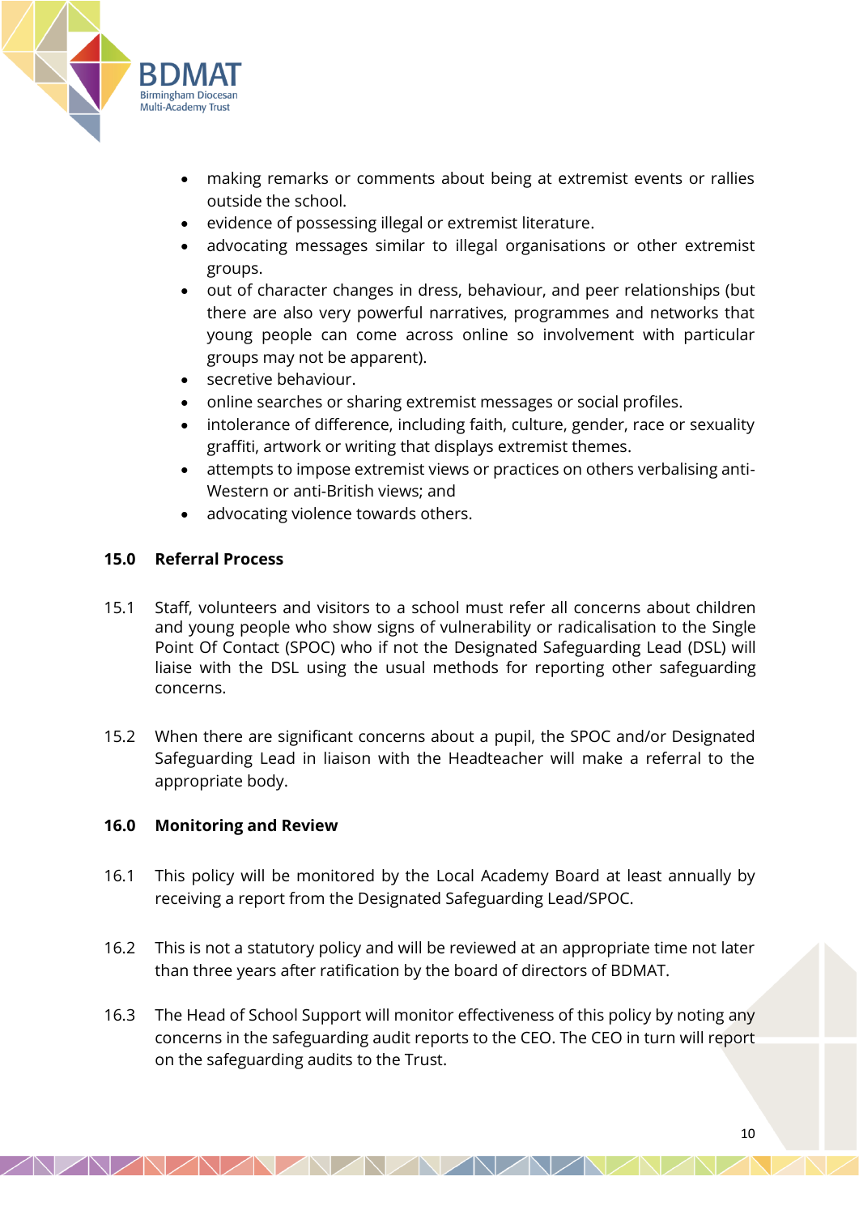- making remarks or comments about being at extremist events or rallies outside the school.
- evidence of possessing illegal or extremist literature.
- advocating messages similar to illegal organisations or other extremist groups.
- out of character changes in dress, behaviour, and peer relationships (but there are also very powerful narratives, programmes and networks that young people can come across online so involvement with particular groups may not be apparent).
- secretive behaviour.
- online searches or sharing extremist messages or social profiles.
- intolerance of difference, including faith, culture, gender, race or sexuality graffiti, artwork or writing that displays extremist themes.
- attempts to impose extremist views or practices on others verbalising anti-Western or anti-British views; and
- advocating violence towards others.

## 15.0 Referral Process

15.1 Staff, volunteers and visitors to a school must refer all concerns about children and young people who show signs of vulnerability or radicalisation to the Single Point Of Contact (SPOC) who if not the Designated Safeguarding Lead (DSL) will liaise with the DSL using the usual methods for reporting other safeguarding concerns.

15.2 When there are significant concerns about a pupil, the SPOC and/or Designated Safeguarding Lead in liaison with the Headteacher will make a referral to the appropriate body.

## 16.0 Monitoring and Review

16.1 This policy will be monitored by the Local Academy Board at least annually by receiving a report from the Designated Safeguarding Lead/SPOC.

16.2 This is not a statutory policy and will be reviewed at an appropriate time not later than three years after ratification by the board of directors of BDMAT.

16.3 The Head of School Support will monitor effectiveness of this policy by noting any concerns in the safeguarding audit reports to the CEO. The CEO in turn will report on the safeguarding audits to the Trust.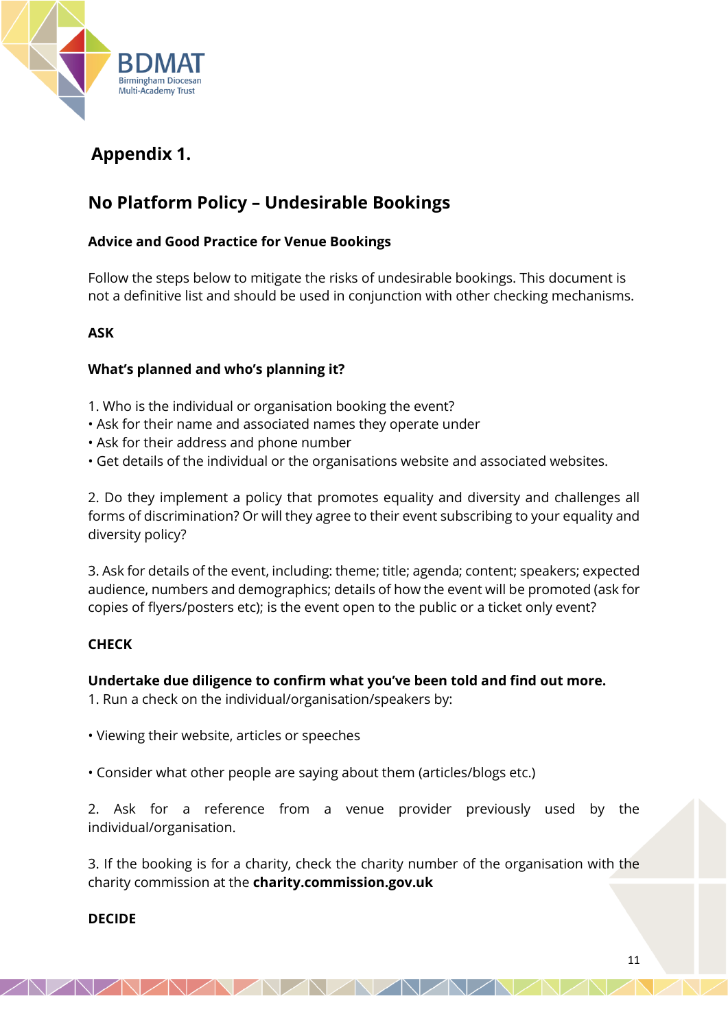## Appendix 1.

## No Platform Policy – Undesirable Bookings

**Advice and Good Practice for Venue Bookings**

Follow the steps below to mitigate the risks of undesirable bookings. This document is not a definitive list and should be used in conjunction with other checking mechanisms.

**ASK**

**What's planned and who's planning it?**

1. Who is the individual or organisation booking the event?
• Ask for their name and associated names they operate under
• Ask for their address and phone number
• Get details of the individual or the organisations website and associated websites.

2. Do they implement a policy that promotes equality and diversity and challenges all forms of discrimination? Or will they agree to their event subscribing to your equality and diversity policy?

3. Ask for details of the event, including: theme; title; agenda; content; speakers; expected audience, numbers and demographics; details of how the event will be promoted (ask for copies of flyers/posters etc); is the event open to the public or a ticket only event?

**CHECK**

**Undertake due diligence to confirm what you've been told and find out more.**
1. Run a check on the individual/organisation/speakers by:

• Viewing their website, articles or speeches

• Consider what other people are saying about them (articles/blogs etc.)

2. Ask for a reference from a venue provider previously used by the individual/organisation.

3. If the booking is for a charity, check the charity number of the organisation with the charity commission at the **charity.commission.gov.uk**

**DECIDE**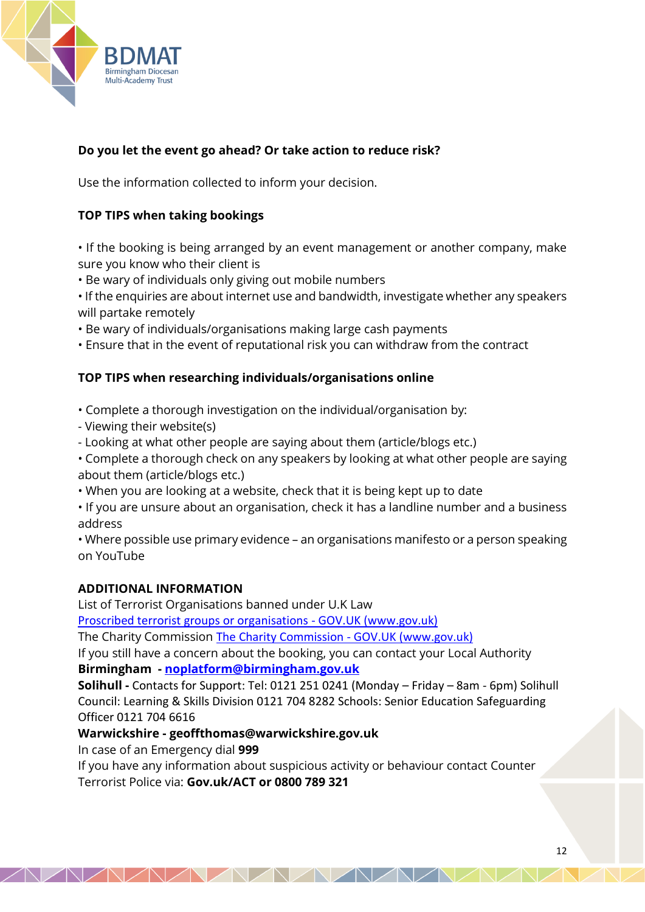**Do you let the event go ahead? Or take action to reduce risk?**

Use the information collected to inform your decision.

**TOP TIPS when taking bookings**

- If the booking is being arranged by an event management or another company, make sure you know who their client is
- Be wary of individuals only giving out mobile numbers
- If the enquiries are about internet use and bandwidth, investigate whether any speakers will partake remotely
- Be wary of individuals/organisations making large cash payments
- Ensure that in the event of reputational risk you can withdraw from the contract

**TOP TIPS when researching individuals/organisations online**

- Complete a thorough investigation on the individual/organisation by:
  - Viewing their website(s)
  - Looking at what other people are saying about them (article/blogs etc.)
- Complete a thorough check on any speakers by looking at what other people are saying about them (article/blogs etc.)
- When you are looking at a website, check that it is being kept up to date
- If you are unsure about an organisation, check it has a landline number and a business address
- Where possible use primary evidence – an organisations manifesto or a person speaking on YouTube

**ADDITIONAL INFORMATION**

List of Terrorist Organisations banned under U.K Law

[Proscribed terrorist groups or organisations - GOV.UK (www.gov.uk)]

The Charity Commission [The Charity Commission - GOV.UK (www.gov.uk)]

If you still have a concern about the booking, you can contact your Local Authority

**Birmingham - noplatform@birmingham.gov.uk**

**Solihull -** Contacts for Support: Tel: 0121 251 0241 (Monday – Friday – 8am - 6pm) Solihull Council: Learning & Skills Division 0121 704 8282 Schools: Senior Education Safeguarding Officer 0121 704 6616

**Warwickshire - geoffthomas@warwickshire.gov.uk**

In case of an Emergency dial **999**

If you have any information about suspicious activity or behaviour contact Counter Terrorist Police via: **Gov.uk/ACT or 0800 789 321**